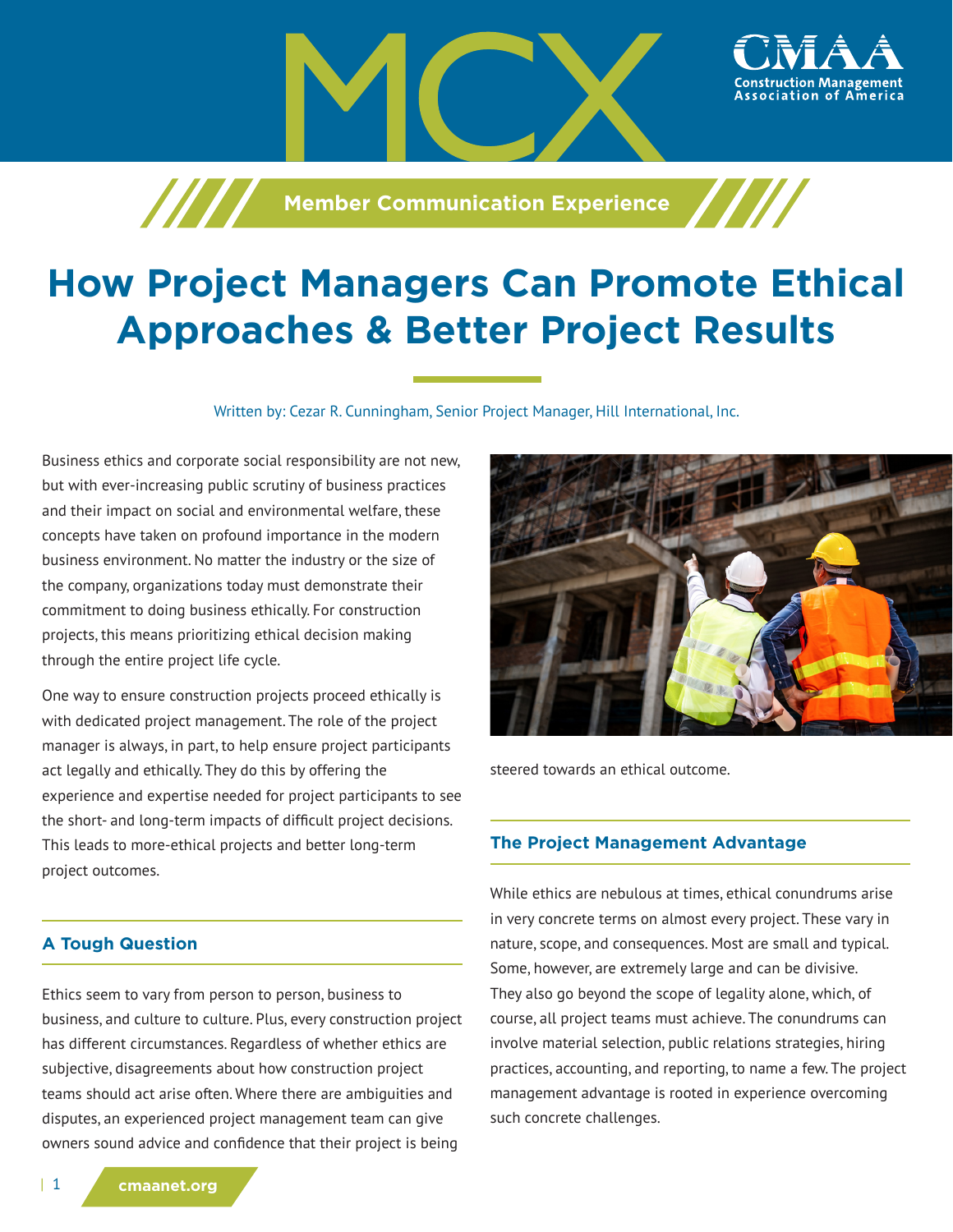# How Project Managers Can Promote Ethical Approaches & Better Project Results

Written by: Cezar R. Cunningham, Senior Project Manager, Hill International, Inc.

Business ethics and corporate social responsibility are not new, but with ever-increasing public scrutiny of business practices and their impact on social and environmental welfare, these concepts have taken on profound importance in the modern business environment. No matter the industry or the size of the company, organizations today must demonstrate their commitment to doing business ethically. For construction projects, this means prioritizing ethical decision making through the entire project life cycle.

One way to ensure construction projects proceed ethically is with dedicated project management. The role of the project manager is always, in part, to help ensure project participants act legally and ethically. They do this by offering the experience and expertise needed for project participants to see the short- and long-term impacts of difficult project decisions. This leads to more-ethical projects and better long-term project outcomes.

## A Tough Question

Ethics seem to vary from person to person, business to business, and culture to culture. Plus, every construction project has different circumstances. Regardless of whether ethics are subjective, disagreements about how construction project teams should act arise often. Where there are ambiguities and disputes, an experienced project management team can give owners sound advice and confidence that their project is being steered towards an ethical outcome.

## The Project Management Advantage

While ethics are nebulous at times, ethical conundrums arise in very concrete terms on almost every project. These vary in nature, scope, and consequences. Most are small and typical. Some, however, are extremely large and can be divisive. They also go beyond the scope of legality alone, which, of course, all project teams must achieve. The conundrums can involve material selection, public relations strategies, hiring practices, accounting, and reporting, to name a few. The project management advantage is rooted in experience overcoming such concrete challenges.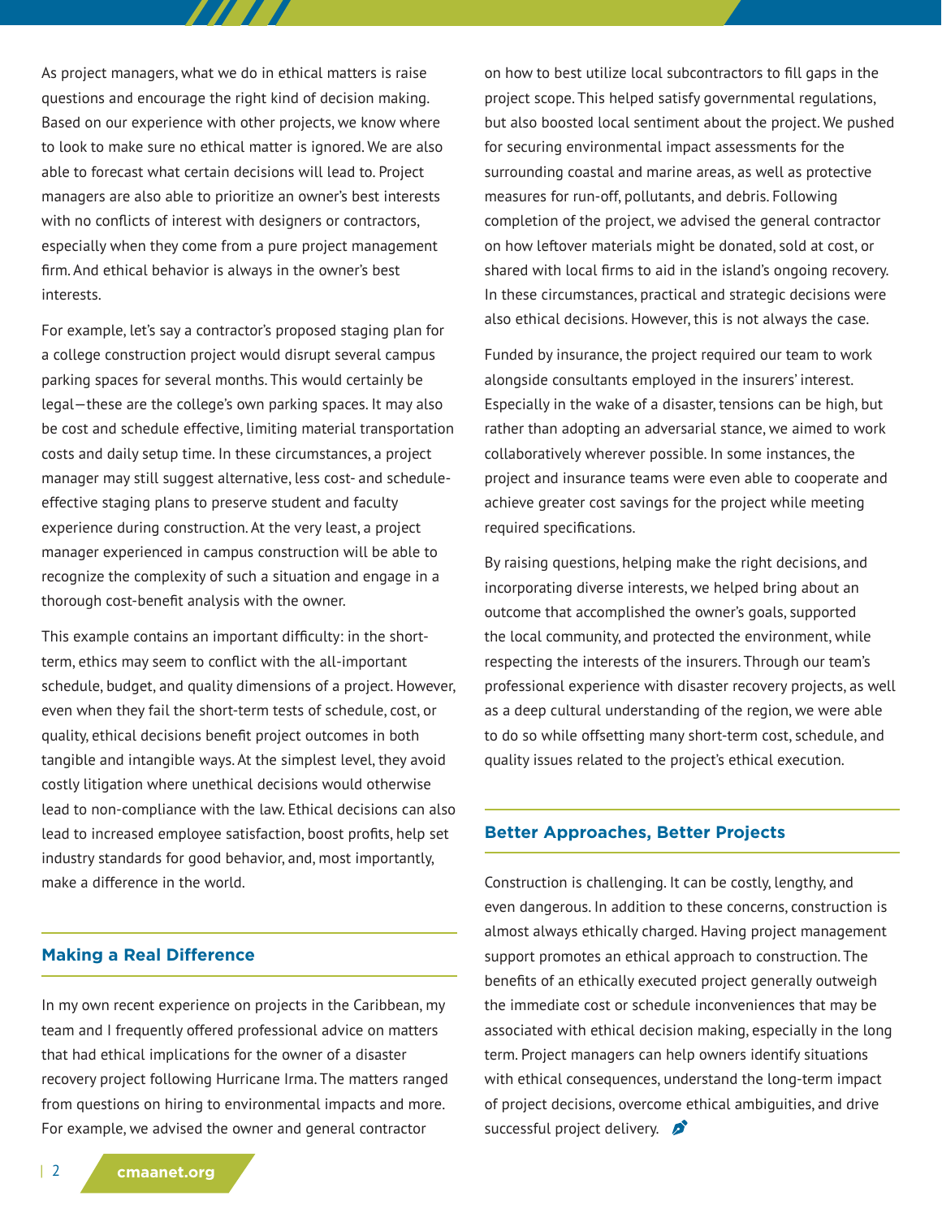As project managers, what we do in ethical matters is raise questions and encourage the right kind of decision making. Based on our experience with other projects, we know where to look to make sure no ethical matter is ignored. We are also able to forecast what certain decisions will lead to. Project managers are also able to prioritize an owner's best interests with no conflicts of interest with designers or contractors, especially when they come from a pure project management firm. And ethical behavior is always in the owner's best interests.

For example, let's say a contractor's proposed staging plan for a college construction project would disrupt several campus parking spaces for several months. This would certainly be legal—these are the college's own parking spaces. It may also be cost and schedule effective, limiting material transportation costs and daily setup time. In these circumstances, a project manager may still suggest alternative, less cost- and schedule-effective staging plans to preserve student and faculty experience during construction. At the very least, a project manager experienced in campus construction will be able to recognize the complexity of such a situation and engage in a thorough cost-benefit analysis with the owner.

This example contains an important difficulty: in the short-term, ethics may seem to conflict with the all-important schedule, budget, and quality dimensions of a project. However, even when they fail the short-term tests of schedule, cost, or quality, ethical decisions benefit project outcomes in both tangible and intangible ways. At the simplest level, they avoid costly litigation where unethical decisions would otherwise lead to non-compliance with the law. Ethical decisions can also lead to increased employee satisfaction, boost profits, help set industry standards for good behavior, and, most importantly, make a difference in the world.

## Making a Real Difference

In my own recent experience on projects in the Caribbean, my team and I frequently offered professional advice on matters that had ethical implications for the owner of a disaster recovery project following Hurricane Irma. The matters ranged from questions on hiring to environmental impacts and more. For example, we advised the owner and general contractor on how to best utilize local subcontractors to fill gaps in the project scope. This helped satisfy governmental regulations, but also boosted local sentiment about the project. We pushed for securing environmental impact assessments for the surrounding coastal and marine areas, as well as protective measures for run-off, pollutants, and debris. Following completion of the project, we advised the general contractor on how leftover materials might be donated, sold at cost, or shared with local firms to aid in the island's ongoing recovery. In these circumstances, practical and strategic decisions were also ethical decisions. However, this is not always the case.

Funded by insurance, the project required our team to work alongside consultants employed in the insurers' interest. Especially in the wake of a disaster, tensions can be high, but rather than adopting an adversarial stance, we aimed to work collaboratively wherever possible. In some instances, the project and insurance teams were even able to cooperate and achieve greater cost savings for the project while meeting required specifications.

By raising questions, helping make the right decisions, and incorporating diverse interests, we helped bring about an outcome that accomplished the owner's goals, supported the local community, and protected the environment, while respecting the interests of the insurers. Through our team's professional experience with disaster recovery projects, as well as a deep cultural understanding of the region, we were able to do so while offsetting many short-term cost, schedule, and quality issues related to the project's ethical execution.

## Better Approaches, Better Projects

Construction is challenging. It can be costly, lengthy, and even dangerous. In addition to these concerns, construction is almost always ethically charged. Having project management support promotes an ethical approach to construction. The benefits of an ethically executed project generally outweigh the immediate cost or schedule inconveniences that may be associated with ethical decision making, especially in the long term. Project managers can help owners identify situations with ethical consequences, understand the long-term impact of project decisions, overcome ethical ambiguities, and drive successful project delivery.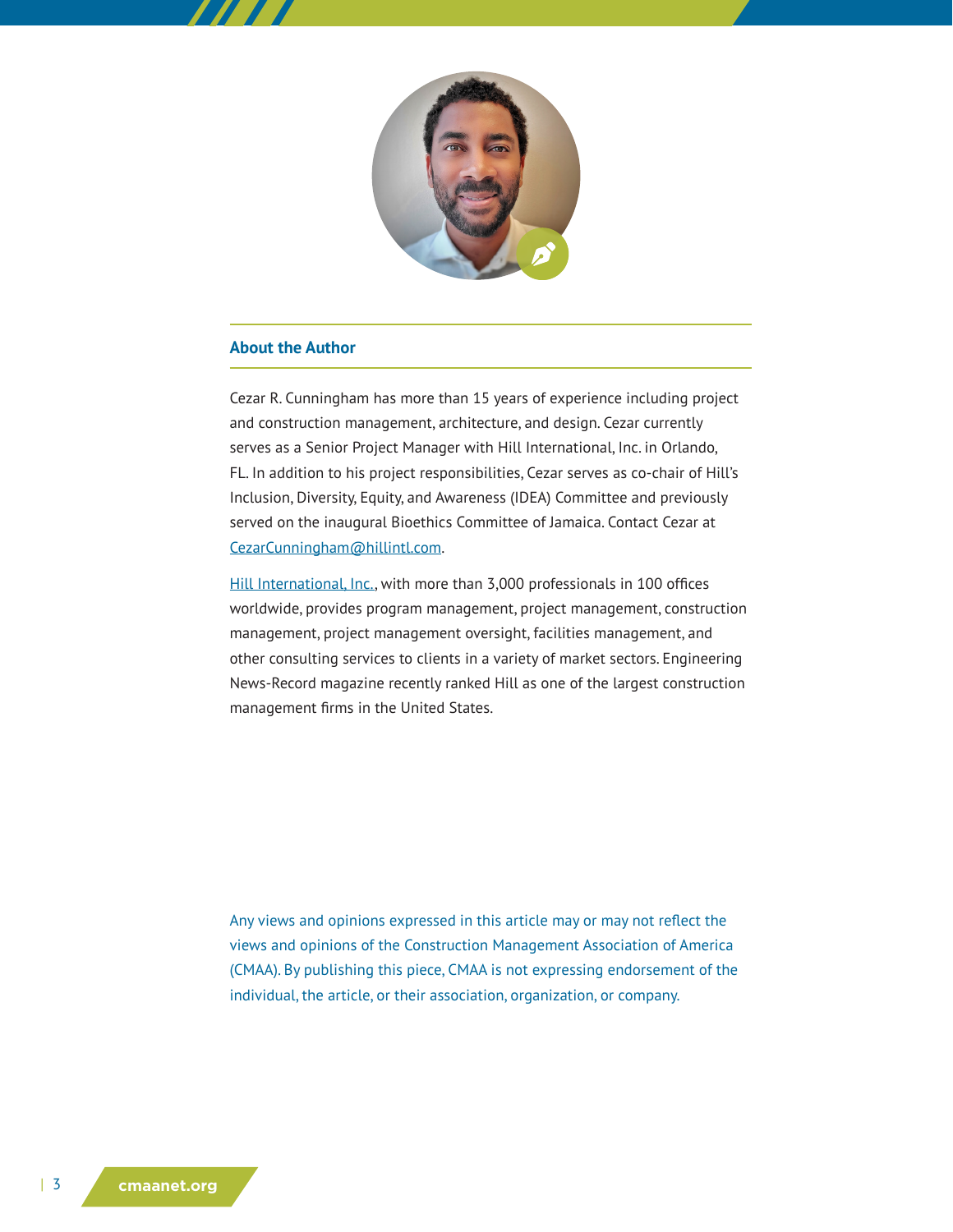## About the Author

Cezar R. Cunningham has more than 15 years of experience including project and construction management, architecture, and design. Cezar currently serves as a Senior Project Manager with Hill International, Inc. in Orlando, FL. In addition to his project responsibilities, Cezar serves as co-chair of Hill's Inclusion, Diversity, Equity, and Awareness (IDEA) Committee and previously served on the inaugural Bioethics Committee of Jamaica. Contact Cezar at CezarCunningham@hillintl.com.

Hill International, Inc., with more than 3,000 professionals in 100 offices worldwide, provides program management, project management, construction management, project management oversight, facilities management, and other consulting services to clients in a variety of market sectors. Engineering News-Record magazine recently ranked Hill as one of the largest construction management firms in the United States.

Any views and opinions expressed in this article may or may not reflect the views and opinions of the Construction Management Association of America (CMAA). By publishing this piece, CMAA is not expressing endorsement of the individual, the article, or their association, organization, or company.